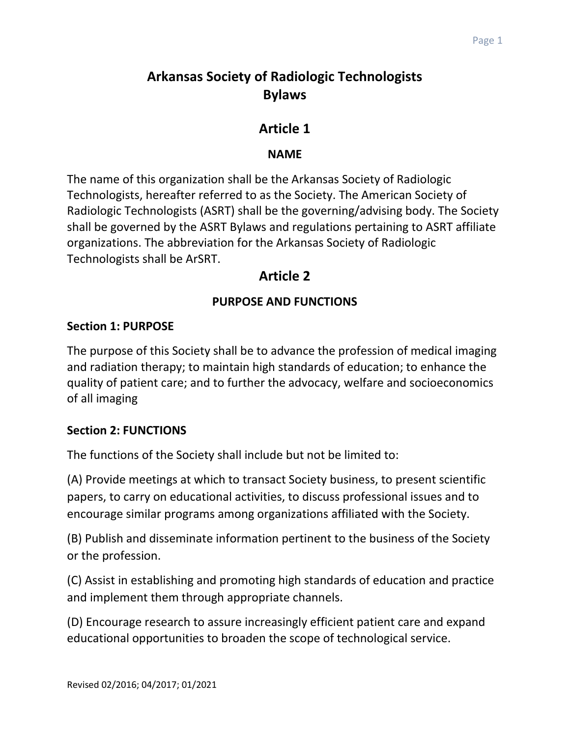# Arkansas Society of Radiologic Technologists Bylaws

## Article 1

### NAME

The name of this organization shall be the Arkansas Society of Radiologic Technologists, hereafter referred to as the Society. The American Society of Radiologic Technologists (ASRT) shall be the governing/advising body. The Society shall be governed by the ASRT Bylaws and regulations pertaining to ASRT affiliate organizations. The abbreviation for the Arkansas Society of Radiologic Technologists shall be ArSRT.

## Article 2

### PURPOSE AND FUNCTIONS

**Section 1: PURPOSE**

The purpose of this Society shall be to advance the profession of medical imaging and radiation therapy; to maintain high standards of education; to enhance the quality of patient care; and to further the advocacy, welfare and socioeconomics of all imaging

**Section 2: FUNCTIONS**

The functions of the Society shall include but not be limited to:

(A) Provide meetings at which to transact Society business, to present scientific papers, to carry on educational activities, to discuss professional issues and to encourage similar programs among organizations affiliated with the Society.

(B) Publish and disseminate information pertinent to the business of the Society or the profession.

(C) Assist in establishing and promoting high standards of education and practice and implement them through appropriate channels.

(D) Encourage research to assure increasingly efficient patient care and expand educational opportunities to broaden the scope of technological service.

Revised 02/2016; 04/2017; 01/2021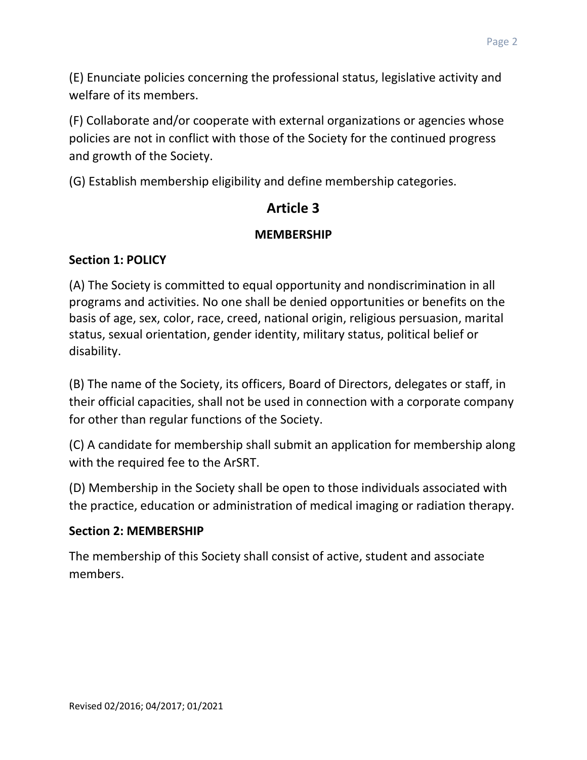(E) Enunciate policies concerning the professional status, legislative activity and welfare of its members.

(F) Collaborate and/or cooperate with external organizations or agencies whose policies are not in conflict with those of the Society for the continued progress and growth of the Society.

(G) Establish membership eligibility and define membership categories.

## Article 3

### MEMBERSHIP

**Section 1: POLICY**

(A) The Society is committed to equal opportunity and nondiscrimination in all programs and activities. No one shall be denied opportunities or benefits on the basis of age, sex, color, race, creed, national origin, religious persuasion, marital status, sexual orientation, gender identity, military status, political belief or disability.

(B) The name of the Society, its officers, Board of Directors, delegates or staff, in their official capacities, shall not be used in connection with a corporate company for other than regular functions of the Society.

(C) A candidate for membership shall submit an application for membership along with the required fee to the ArSRT.

(D) Membership in the Society shall be open to those individuals associated with the practice, education or administration of medical imaging or radiation therapy.

**Section 2: MEMBERSHIP**

The membership of this Society shall consist of active, student and associate members.

Revised 02/2016; 04/2017; 01/2021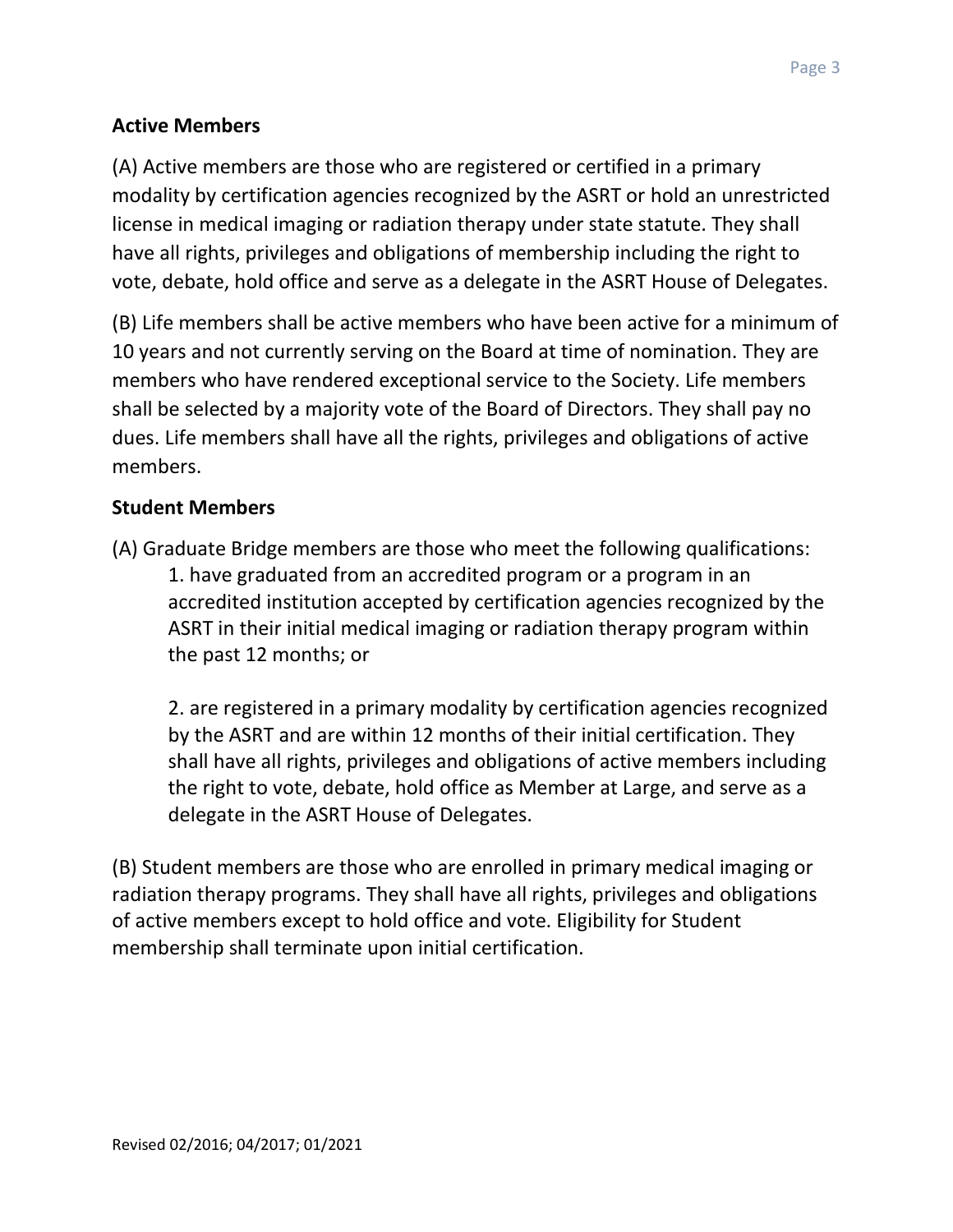**Active Members**

(A) Active members are those who are registered or certified in a primary modality by certification agencies recognized by the ASRT or hold an unrestricted license in medical imaging or radiation therapy under state statute. They shall have all rights, privileges and obligations of membership including the right to vote, debate, hold office and serve as a delegate in the ASRT House of Delegates.

(B) Life members shall be active members who have been active for a minimum of 10 years and not currently serving on the Board at time of nomination. They are members who have rendered exceptional service to the Society. Life members shall be selected by a majority vote of the Board of Directors. They shall pay no dues. Life members shall have all the rights, privileges and obligations of active members.

**Student Members**

(A) Graduate Bridge members are those who meet the following qualifications:

1. have graduated from an accredited program or a program in an accredited institution accepted by certification agencies recognized by the ASRT in their initial medical imaging or radiation therapy program within the past 12 months; or

2. are registered in a primary modality by certification agencies recognized by the ASRT and are within 12 months of their initial certification. They shall have all rights, privileges and obligations of active members including the right to vote, debate, hold office as Member at Large, and serve as a delegate in the ASRT House of Delegates.

(B) Student members are those who are enrolled in primary medical imaging or radiation therapy programs. They shall have all rights, privileges and obligations of active members except to hold office and vote. Eligibility for Student membership shall terminate upon initial certification.

Revised 02/2016; 04/2017; 01/2021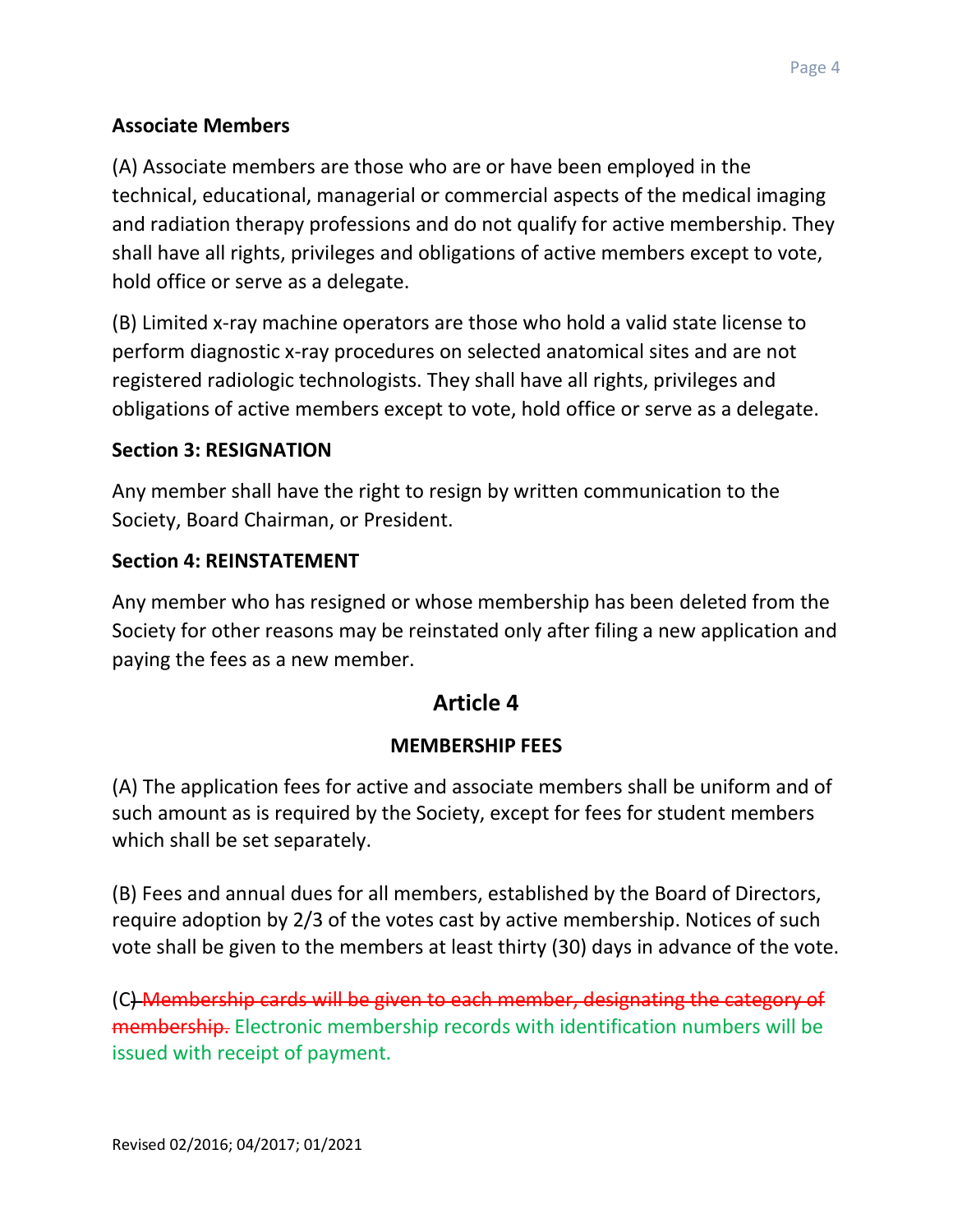**Associate Members**

(A) Associate members are those who are or have been employed in the technical, educational, managerial or commercial aspects of the medical imaging and radiation therapy professions and do not qualify for active membership. They shall have all rights, privileges and obligations of active members except to vote, hold office or serve as a delegate.

(B) Limited x-ray machine operators are those who hold a valid state license to perform diagnostic x-ray procedures on selected anatomical sites and are not registered radiologic technologists. They shall have all rights, privileges and obligations of active members except to vote, hold office or serve as a delegate.

**Section 3: RESIGNATION**

Any member shall have the right to resign by written communication to the Society, Board Chairman, or President.

**Section 4: REINSTATEMENT**

Any member who has resigned or whose membership has been deleted from the Society for other reasons may be reinstated only after filing a new application and paying the fees as a new member.

## Article 4

### MEMBERSHIP FEES

(A) The application fees for active and associate members shall be uniform and of such amount as is required by the Society, except for fees for student members which shall be set separately.

(B) Fees and annual dues for all members, established by the Board of Directors, require adoption by 2/3 of the votes cast by active membership. Notices of such vote shall be given to the members at least thirty (30) days in advance of the vote.

(C~~) Membership cards will be given to each member, designating the category of membership.~~ Electronic membership records with identification numbers will be issued with receipt of payment.

Revised 02/2016; 04/2017; 01/2021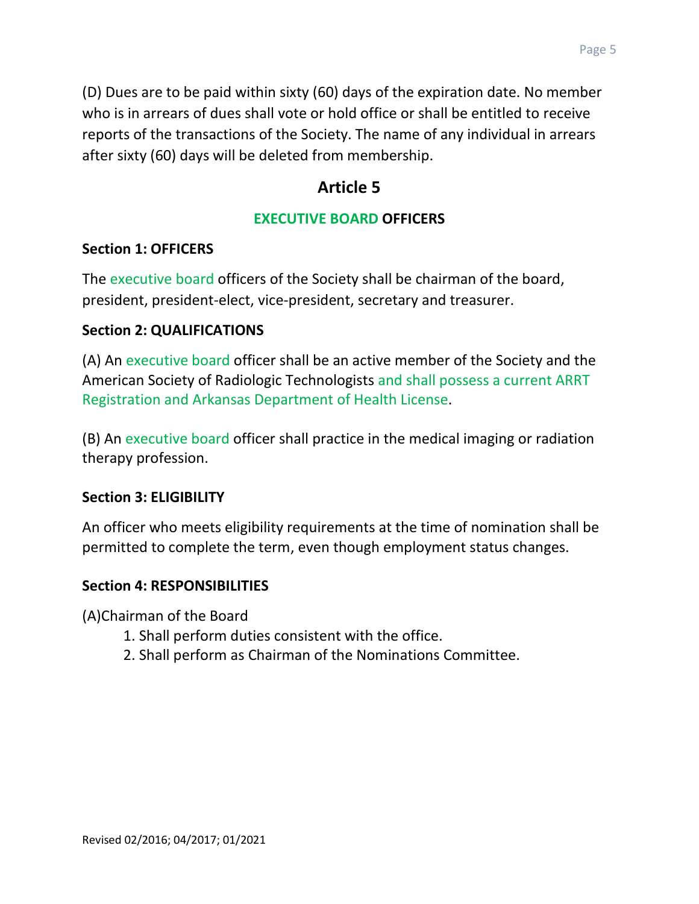(D) Dues are to be paid within sixty (60) days of the expiration date. No member who is in arrears of dues shall vote or hold office or shall be entitled to receive reports of the transactions of the Society. The name of any individual in arrears after sixty (60) days will be deleted from membership.

## Article 5

### EXECUTIVE BOARD OFFICERS

**Section 1: OFFICERS**

The executive board officers of the Society shall be chairman of the board, president, president-elect, vice-president, secretary and treasurer.

**Section 2: QUALIFICATIONS**

(A) An executive board officer shall be an active member of the Society and the American Society of Radiologic Technologists and shall possess a current ARRT Registration and Arkansas Department of Health License.

(B) An executive board officer shall practice in the medical imaging or radiation therapy profession.

**Section 3: ELIGIBILITY**

An officer who meets eligibility requirements at the time of nomination shall be permitted to complete the term, even though employment status changes.

**Section 4: RESPONSIBILITIES**

(A)Chairman of the Board

1. Shall perform duties consistent with the office.
2. Shall perform as Chairman of the Nominations Committee.

Revised 02/2016; 04/2017; 01/2021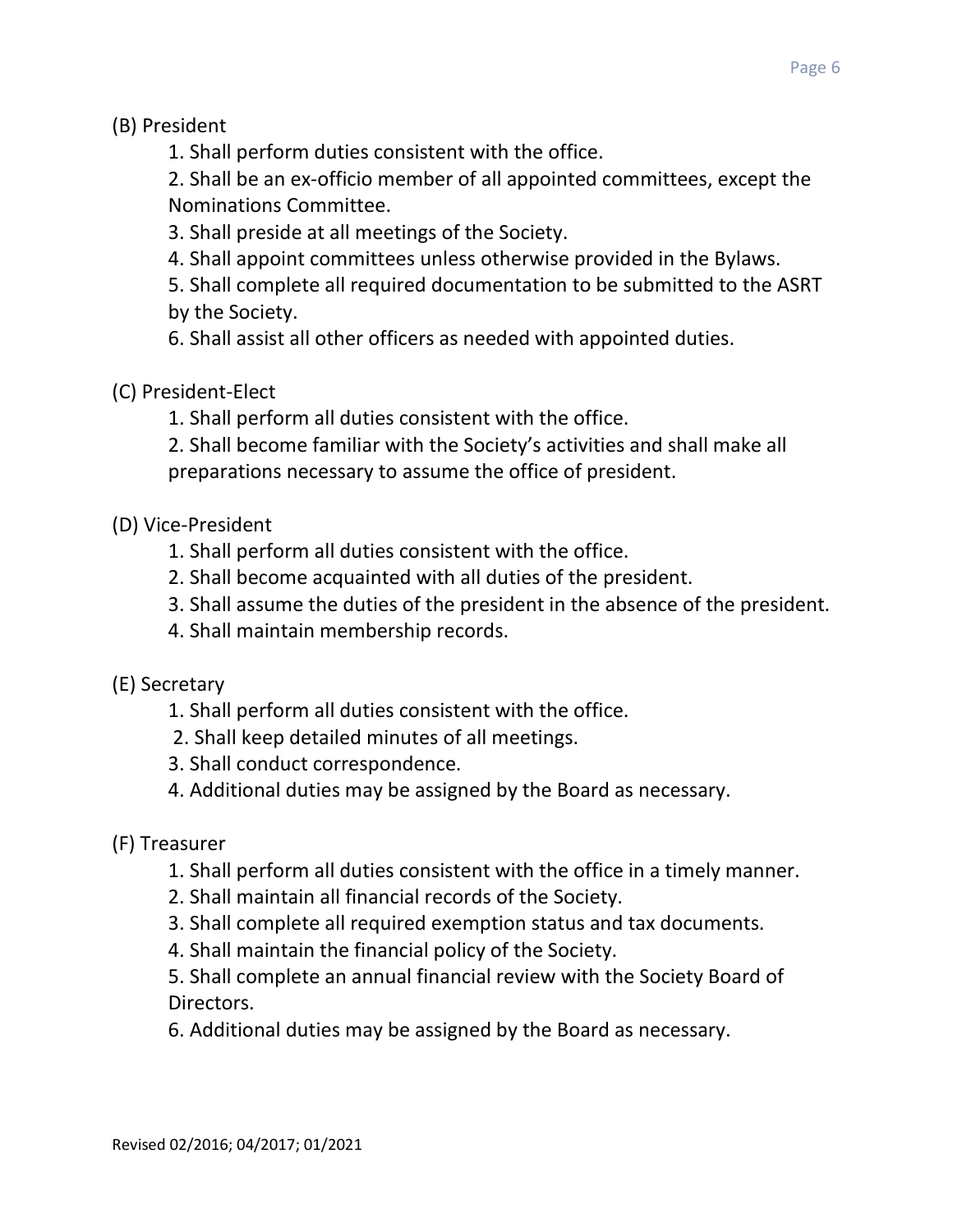(B) President

1. Shall perform duties consistent with the office.
2. Shall be an ex-officio member of all appointed committees, except the Nominations Committee.
3. Shall preside at all meetings of the Society.
4. Shall appoint committees unless otherwise provided in the Bylaws.
5. Shall complete all required documentation to be submitted to the ASRT by the Society.
6. Shall assist all other officers as needed with appointed duties.

(C) President-Elect

1. Shall perform all duties consistent with the office.
2. Shall become familiar with the Society's activities and shall make all preparations necessary to assume the office of president.

(D) Vice-President

1. Shall perform all duties consistent with the office.
2. Shall become acquainted with all duties of the president.
3. Shall assume the duties of the president in the absence of the president.
4. Shall maintain membership records.

(E) Secretary

1. Shall perform all duties consistent with the office.
2. Shall keep detailed minutes of all meetings.
3. Shall conduct correspondence.
4. Additional duties may be assigned by the Board as necessary.

(F) Treasurer

1. Shall perform all duties consistent with the office in a timely manner.
2. Shall maintain all financial records of the Society.
3. Shall complete all required exemption status and tax documents.
4. Shall maintain the financial policy of the Society.
5. Shall complete an annual financial review with the Society Board of Directors.
6. Additional duties may be assigned by the Board as necessary.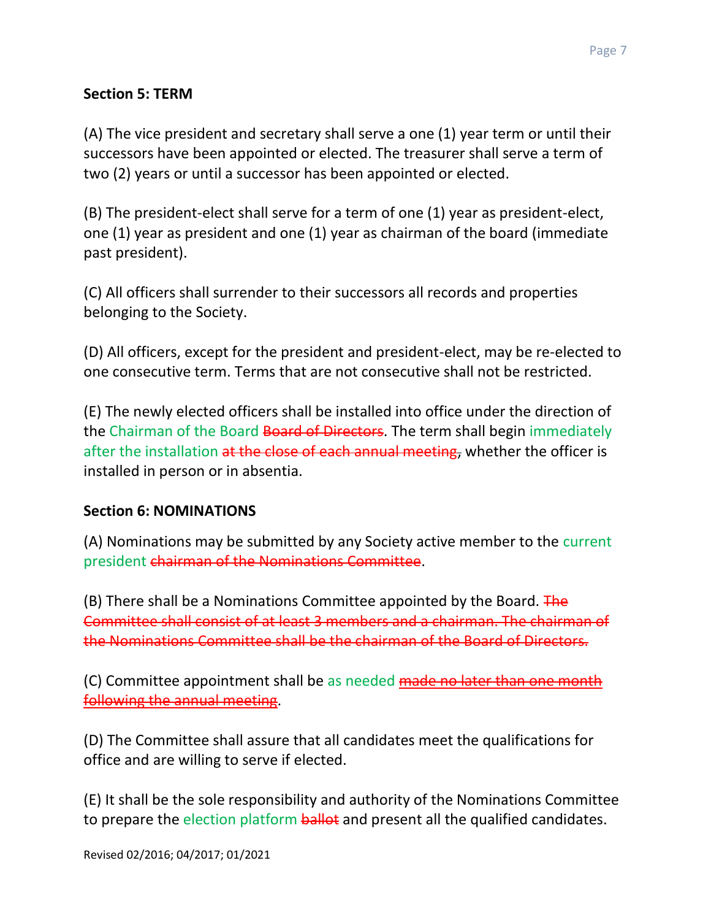**Section 5: TERM**

(A) The vice president and secretary shall serve a one (1) year term or until their successors have been appointed or elected. The treasurer shall serve a term of two (2) years or until a successor has been appointed or elected.

(B) The president-elect shall serve for a term of one (1) year as president-elect, one (1) year as president and one (1) year as chairman of the board (immediate past president).

(C) All officers shall surrender to their successors all records and properties belonging to the Society.

(D) All officers, except for the president and president-elect, may be re-elected to one consecutive term. Terms that are not consecutive shall not be restricted.

(E) The newly elected officers shall be installed into office under the direction of the Chairman of the Board ~~Board of Directors~~. The term shall begin immediately after the installation ~~at the close of each annual meeting,~~ whether the officer is installed in person or in absentia.

**Section 6: NOMINATIONS**

(A) Nominations may be submitted by any Society active member to the current president ~~chairman of the Nominations Committee~~.

(B) There shall be a Nominations Committee appointed by the Board. ~~The Committee shall consist of at least 3 members and a chairman. The chairman of the Nominations Committee shall be the chairman of the Board of Directors.~~

(C) Committee appointment shall be as needed ~~made no later than one month following the annual meeting~~.

(D) The Committee shall assure that all candidates meet the qualifications for office and are willing to serve if elected.

(E) It shall be the sole responsibility and authority of the Nominations Committee to prepare the election platform ~~ballot~~ and present all the qualified candidates.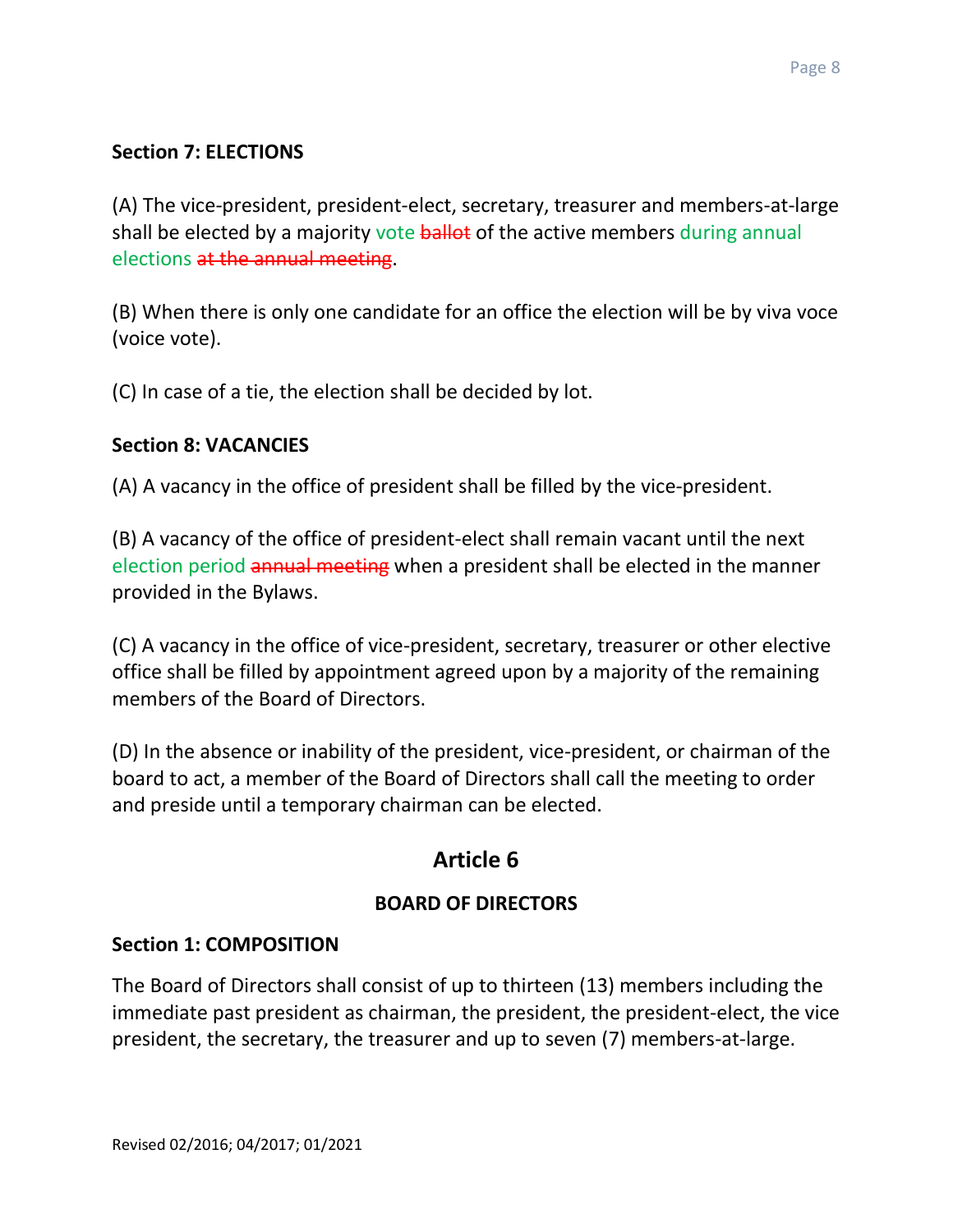**Section 7: ELECTIONS**

(A) The vice-president, president-elect, secretary, treasurer and members-at-large shall be elected by a majority vote ~~ballot~~ of the active members during annual elections ~~at the annual meeting~~.

(B) When there is only one candidate for an office the election will be by viva voce (voice vote).

(C) In case of a tie, the election shall be decided by lot.

**Section 8: VACANCIES**

(A) A vacancy in the office of president shall be filled by the vice-president.

(B) A vacancy of the office of president-elect shall remain vacant until the next election period ~~annual meeting~~ when a president shall be elected in the manner provided in the Bylaws.

(C) A vacancy in the office of vice-president, secretary, treasurer or other elective office shall be filled by appointment agreed upon by a majority of the remaining members of the Board of Directors.

(D) In the absence or inability of the president, vice-president, or chairman of the board to act, a member of the Board of Directors shall call the meeting to order and preside until a temporary chairman can be elected.

## Article 6

### BOARD OF DIRECTORS

**Section 1: COMPOSITION**

The Board of Directors shall consist of up to thirteen (13) members including the immediate past president as chairman, the president, the president-elect, the vice president, the secretary, the treasurer and up to seven (7) members-at-large.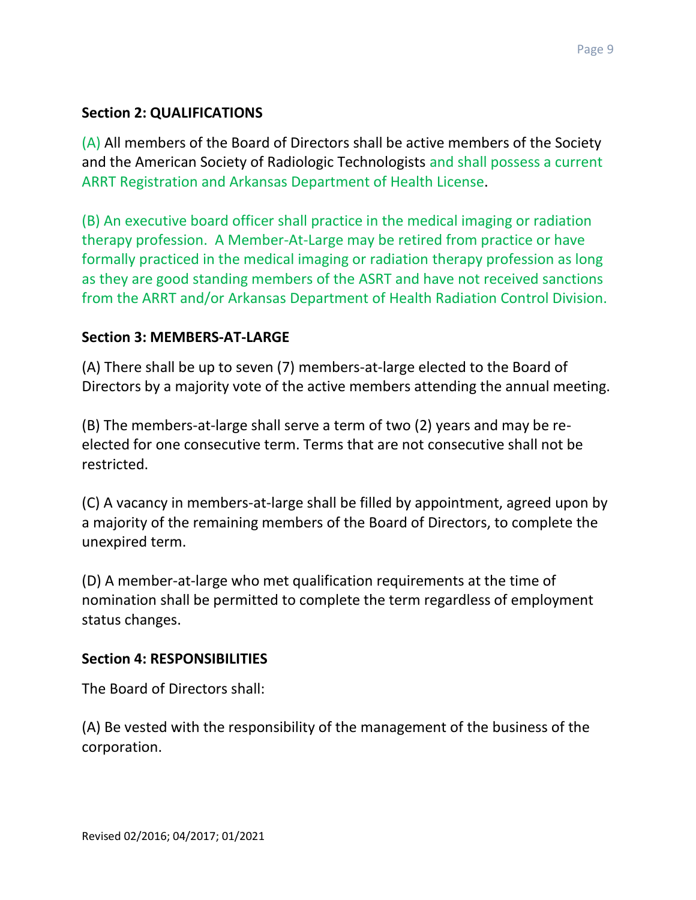**Section 2: QUALIFICATIONS**

(A) All members of the Board of Directors shall be active members of the Society and the American Society of Radiologic Technologists and shall possess a current ARRT Registration and Arkansas Department of Health License.

(B) An executive board officer shall practice in the medical imaging or radiation therapy profession. A Member-At-Large may be retired from practice or have formally practiced in the medical imaging or radiation therapy profession as long as they are good standing members of the ASRT and have not received sanctions from the ARRT and/or Arkansas Department of Health Radiation Control Division.

**Section 3: MEMBERS-AT-LARGE**

(A) There shall be up to seven (7) members-at-large elected to the Board of Directors by a majority vote of the active members attending the annual meeting.

(B) The members-at-large shall serve a term of two (2) years and may be re-elected for one consecutive term. Terms that are not consecutive shall not be restricted.

(C) A vacancy in members-at-large shall be filled by appointment, agreed upon by a majority of the remaining members of the Board of Directors, to complete the unexpired term.

(D) A member-at-large who met qualification requirements at the time of nomination shall be permitted to complete the term regardless of employment status changes.

**Section 4: RESPONSIBILITIES**

The Board of Directors shall:

(A) Be vested with the responsibility of the management of the business of the corporation.

Revised 02/2016; 04/2017; 01/2021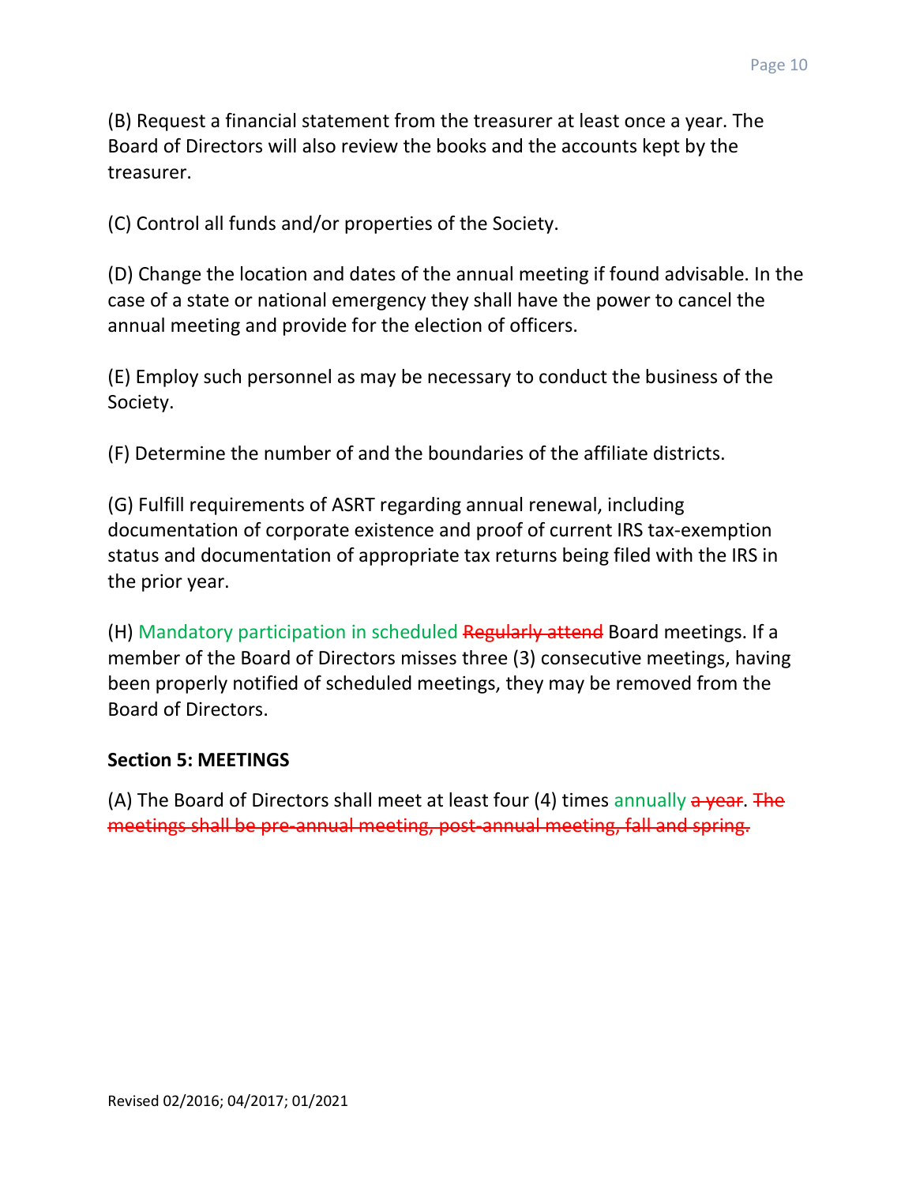(B) Request a financial statement from the treasurer at least once a year. The Board of Directors will also review the books and the accounts kept by the treasurer.

(C) Control all funds and/or properties of the Society.

(D) Change the location and dates of the annual meeting if found advisable. In the case of a state or national emergency they shall have the power to cancel the annual meeting and provide for the election of officers.

(E) Employ such personnel as may be necessary to conduct the business of the Society.

(F) Determine the number of and the boundaries of the affiliate districts.

(G) Fulfill requirements of ASRT regarding annual renewal, including documentation of corporate existence and proof of current IRS tax-exemption status and documentation of appropriate tax returns being filed with the IRS in the prior year.

(H) Mandatory participation in scheduled ~~Regularly attend~~ Board meetings. If a member of the Board of Directors misses three (3) consecutive meetings, having been properly notified of scheduled meetings, they may be removed from the Board of Directors.

**Section 5: MEETINGS**

(A) The Board of Directors shall meet at least four (4) times annually ~~a year~~. ~~The meetings shall be pre-annual meeting, post-annual meeting, fall and spring.~~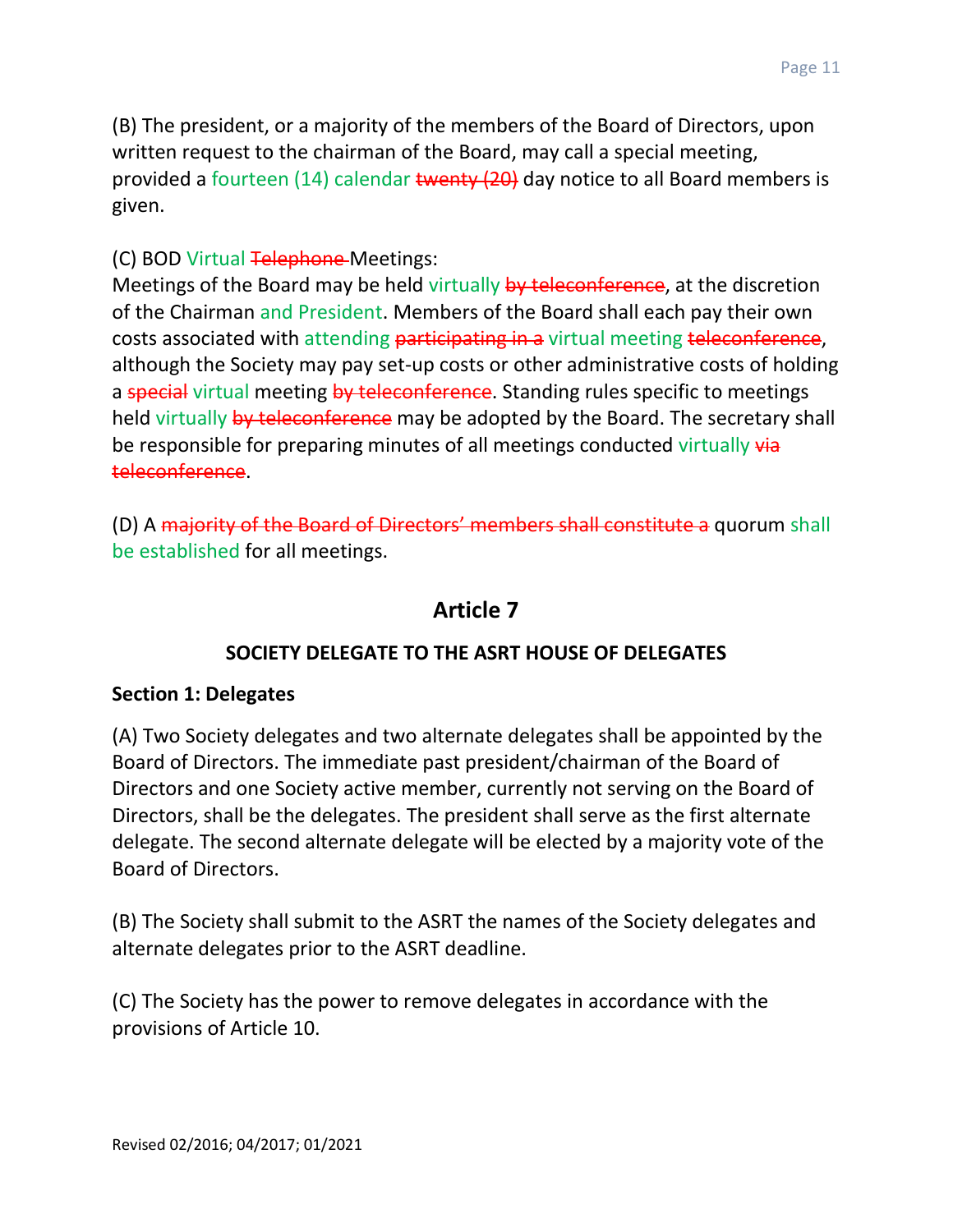(B) The president, or a majority of the members of the Board of Directors, upon written request to the chairman of the Board, may call a special meeting, provided a fourteen (14) calendar ~~twenty (20)~~ day notice to all Board members is given.

(C) BOD Virtual ~~Telephone~~ Meetings:
Meetings of the Board may be held virtually ~~by teleconference~~, at the discretion of the Chairman and President. Members of the Board shall each pay their own costs associated with attending ~~participating in a~~ virtual meeting ~~teleconference~~, although the Society may pay set-up costs or other administrative costs of holding a ~~special~~ virtual meeting ~~by teleconference~~. Standing rules specific to meetings held virtually ~~by teleconference~~ may be adopted by the Board. The secretary shall be responsible for preparing minutes of all meetings conducted virtually ~~via teleconference~~.

(D) A ~~majority of the Board of Directors' members shall constitute a~~ quorum shall be established for all meetings.

## Article 7

### SOCIETY DELEGATE TO THE ASRT HOUSE OF DELEGATES

**Section 1: Delegates**

(A) Two Society delegates and two alternate delegates shall be appointed by the Board of Directors. The immediate past president/chairman of the Board of Directors and one Society active member, currently not serving on the Board of Directors, shall be the delegates. The president shall serve as the first alternate delegate. The second alternate delegate will be elected by a majority vote of the Board of Directors.

(B) The Society shall submit to the ASRT the names of the Society delegates and alternate delegates prior to the ASRT deadline.

(C) The Society has the power to remove delegates in accordance with the provisions of Article 10.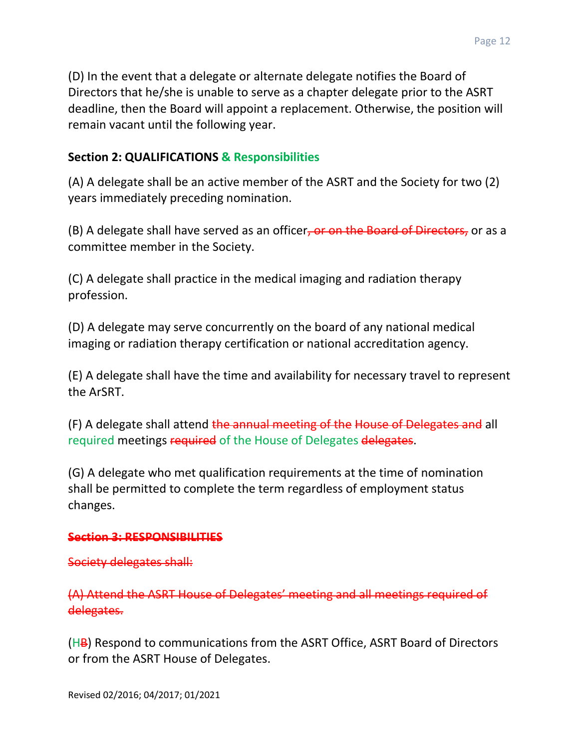(D) In the event that a delegate or alternate delegate notifies the Board of Directors that he/she is unable to serve as a chapter delegate prior to the ASRT deadline, then the Board will appoint a replacement. Otherwise, the position will remain vacant until the following year.

**Section 2: QUALIFICATIONS & Responsibilities**

(A) A delegate shall be an active member of the ASRT and the Society for two (2) years immediately preceding nomination.

(B) A delegate shall have served as an officer~~, or on the Board of Directors,~~ or as a committee member in the Society.

(C) A delegate shall practice in the medical imaging and radiation therapy profession.

(D) A delegate may serve concurrently on the board of any national medical imaging or radiation therapy certification or national accreditation agency.

(E) A delegate shall have the time and availability for necessary travel to represent the ArSRT.

(F) A delegate shall attend ~~the annual meeting of the House of Delegates and~~ all required meetings ~~required~~ of the House of Delegates ~~delegates~~.

(G) A delegate who met qualification requirements at the time of nomination shall be permitted to complete the term regardless of employment status changes.

~~**Section 3: RESPONSIBILITIES**~~

~~Society delegates shall:~~

~~(A) Attend the ASRT House of Delegates' meeting and all meetings required of delegates.~~

(H~~B~~) Respond to communications from the ASRT Office, ASRT Board of Directors or from the ASRT House of Delegates.

Revised 02/2016; 04/2017; 01/2021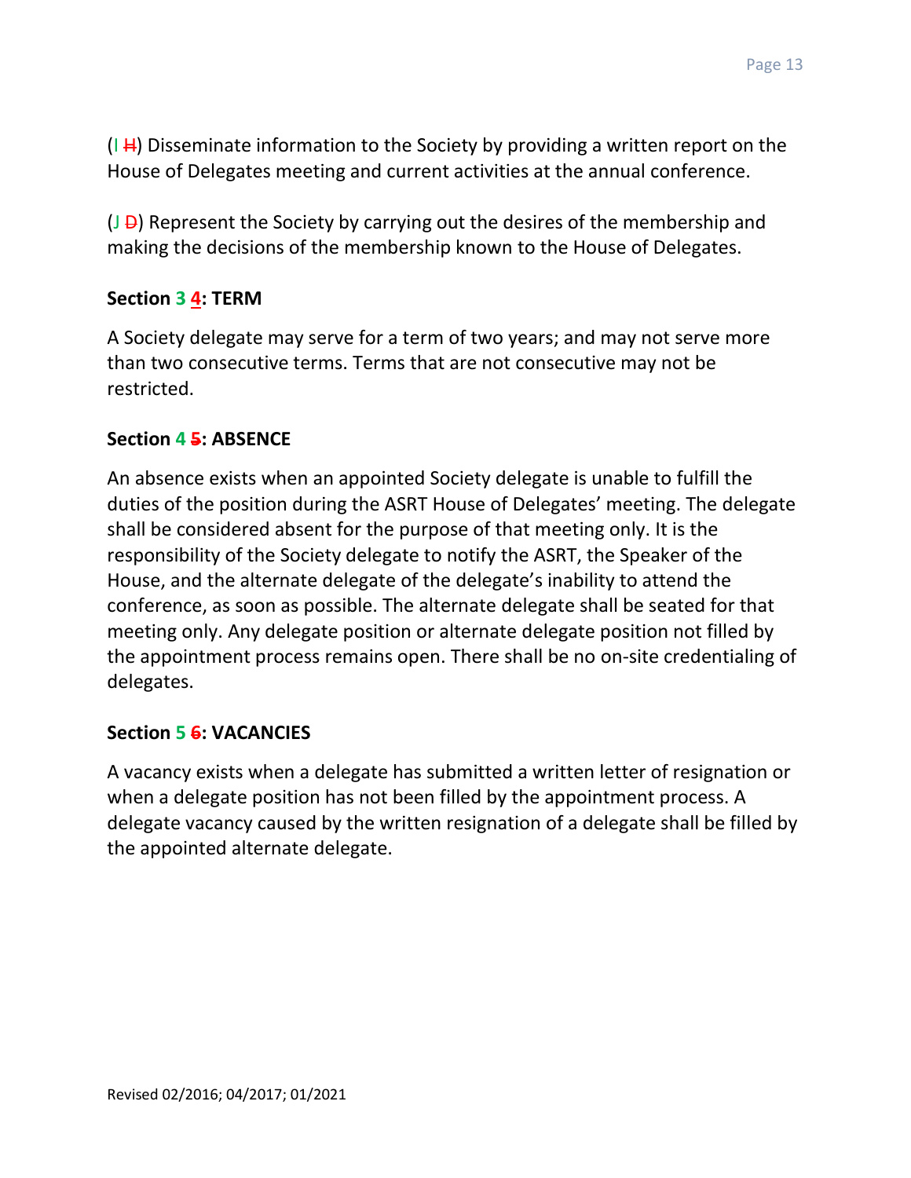(I ~~H~~) Disseminate information to the Society by providing a written report on the House of Delegates meeting and current activities at the annual conference.

(J ~~D~~) Represent the Society by carrying out the desires of the membership and making the decisions of the membership known to the House of Delegates.

**Section 3 ~~4~~: TERM**

A Society delegate may serve for a term of two years; and may not serve more than two consecutive terms. Terms that are not consecutive may not be restricted.

**Section 4 ~~5~~: ABSENCE**

An absence exists when an appointed Society delegate is unable to fulfill the duties of the position during the ASRT House of Delegates' meeting. The delegate shall be considered absent for the purpose of that meeting only. It is the responsibility of the Society delegate to notify the ASRT, the Speaker of the House, and the alternate delegate of the delegate's inability to attend the conference, as soon as possible. The alternate delegate shall be seated for that meeting only. Any delegate position or alternate delegate position not filled by the appointment process remains open. There shall be no on-site credentialing of delegates.

**Section 5 ~~6~~: VACANCIES**

A vacancy exists when a delegate has submitted a written letter of resignation or when a delegate position has not been filled by the appointment process. A delegate vacancy caused by the written resignation of a delegate shall be filled by the appointed alternate delegate.

Revised 02/2016; 04/2017; 01/2021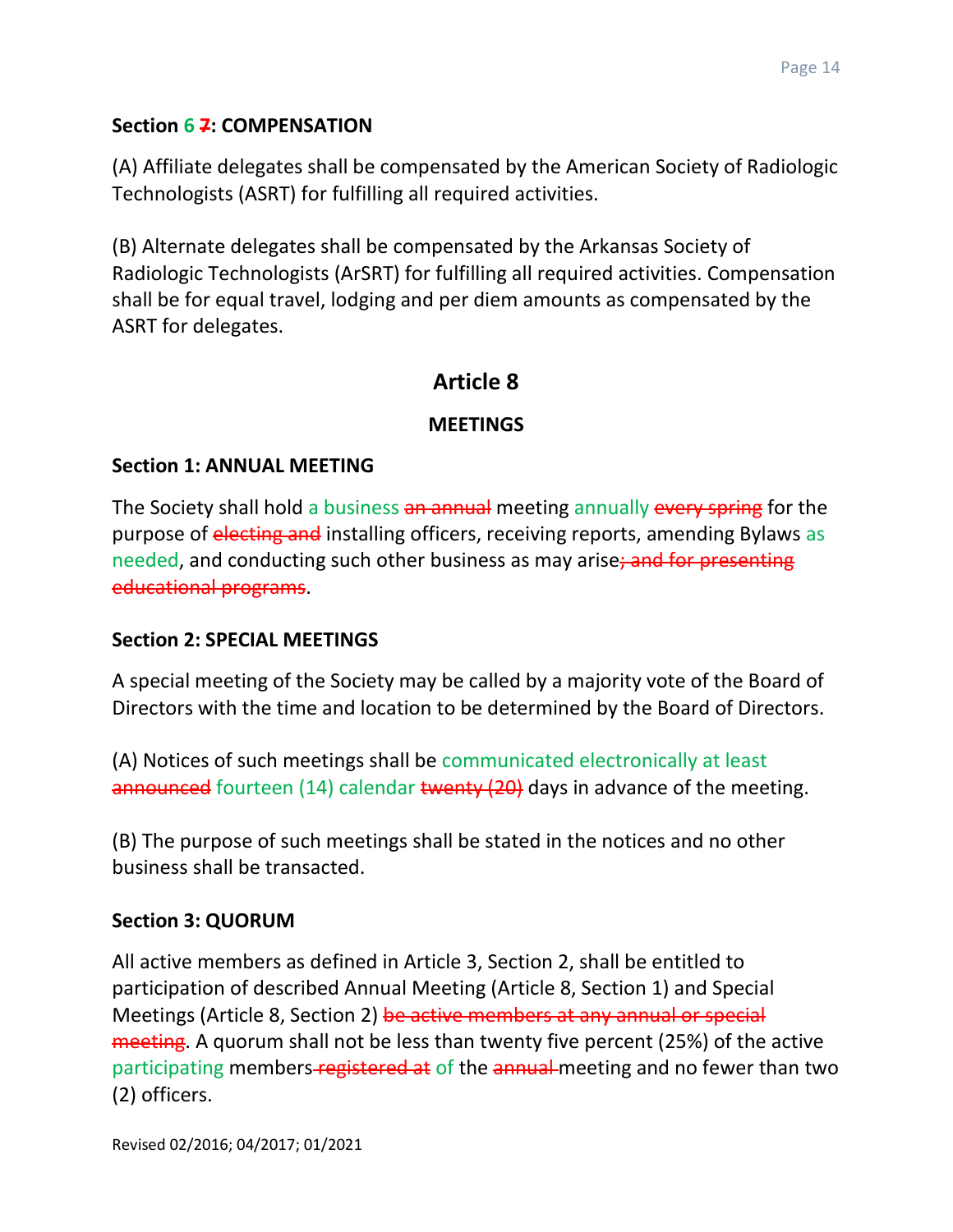### Section 6 ~~7~~: COMPENSATION

(A) Affiliate delegates shall be compensated by the American Society of Radiologic Technologists (ASRT) for fulfilling all required activities.

(B) Alternate delegates shall be compensated by the Arkansas Society of Radiologic Technologists (ArSRT) for fulfilling all required activities. Compensation shall be for equal travel, lodging and per diem amounts as compensated by the ASRT for delegates.

## Article 8

## MEETINGS

### Section 1: ANNUAL MEETING

The Society shall hold a business ~~an annual~~ meeting annually ~~every spring~~ for the purpose of ~~electing and~~ installing officers, receiving reports, amending Bylaws as needed, and conducting such other business as may arise~~; and for presenting educational programs~~.

### Section 2: SPECIAL MEETINGS

A special meeting of the Society may be called by a majority vote of the Board of Directors with the time and location to be determined by the Board of Directors.

(A) Notices of such meetings shall be communicated electronically at least ~~announced~~ fourteen (14) calendar ~~twenty (20)~~ days in advance of the meeting.

(B) The purpose of such meetings shall be stated in the notices and no other business shall be transacted.

### Section 3: QUORUM

All active members as defined in Article 3, Section 2, shall be entitled to participation of described Annual Meeting (Article 8, Section 1) and Special Meetings (Article 8, Section 2) ~~be active members at any annual or special meeting~~. A quorum shall not be less than twenty five percent (25%) of the active participating members ~~registered at~~ of the ~~annual~~ meeting and no fewer than two (2) officers.

Revised 02/2016; 04/2017; 01/2021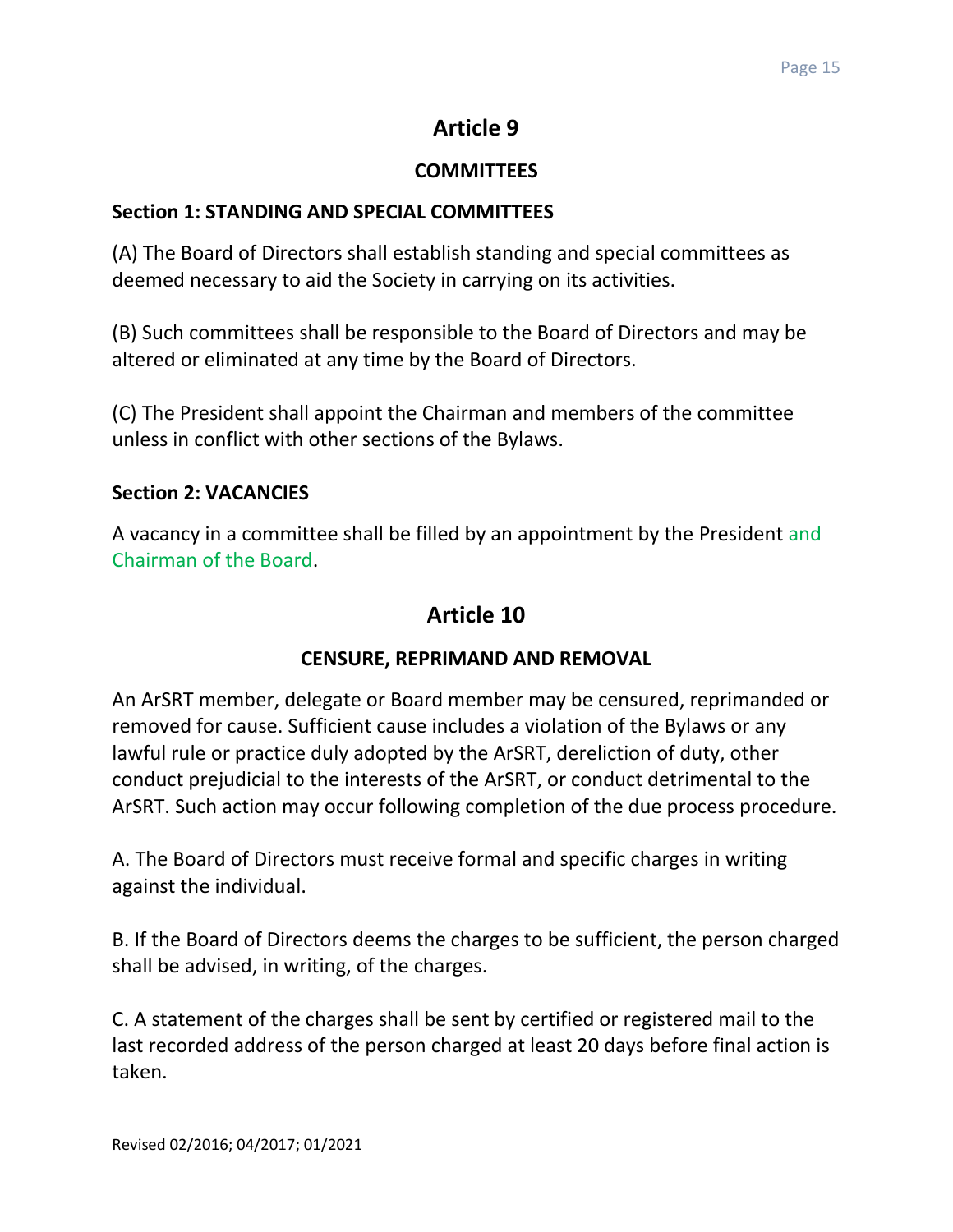# Article 9

## COMMITTEES

### Section 1: STANDING AND SPECIAL COMMITTEES

(A) The Board of Directors shall establish standing and special committees as deemed necessary to aid the Society in carrying on its activities.

(B) Such committees shall be responsible to the Board of Directors and may be altered or eliminated at any time by the Board of Directors.

(C) The President shall appoint the Chairman and members of the committee unless in conflict with other sections of the Bylaws.

### Section 2: VACANCIES

A vacancy in a committee shall be filled by an appointment by the President and Chairman of the Board.

# Article 10

## CENSURE, REPRIMAND AND REMOVAL

An ArSRT member, delegate or Board member may be censured, reprimanded or removed for cause. Sufficient cause includes a violation of the Bylaws or any lawful rule or practice duly adopted by the ArSRT, dereliction of duty, other conduct prejudicial to the interests of the ArSRT, or conduct detrimental to the ArSRT. Such action may occur following completion of the due process procedure.

A. The Board of Directors must receive formal and specific charges in writing against the individual.

B. If the Board of Directors deems the charges to be sufficient, the person charged shall be advised, in writing, of the charges.

C. A statement of the charges shall be sent by certified or registered mail to the last recorded address of the person charged at least 20 days before final action is taken.

Revised 02/2016; 04/2017; 01/2021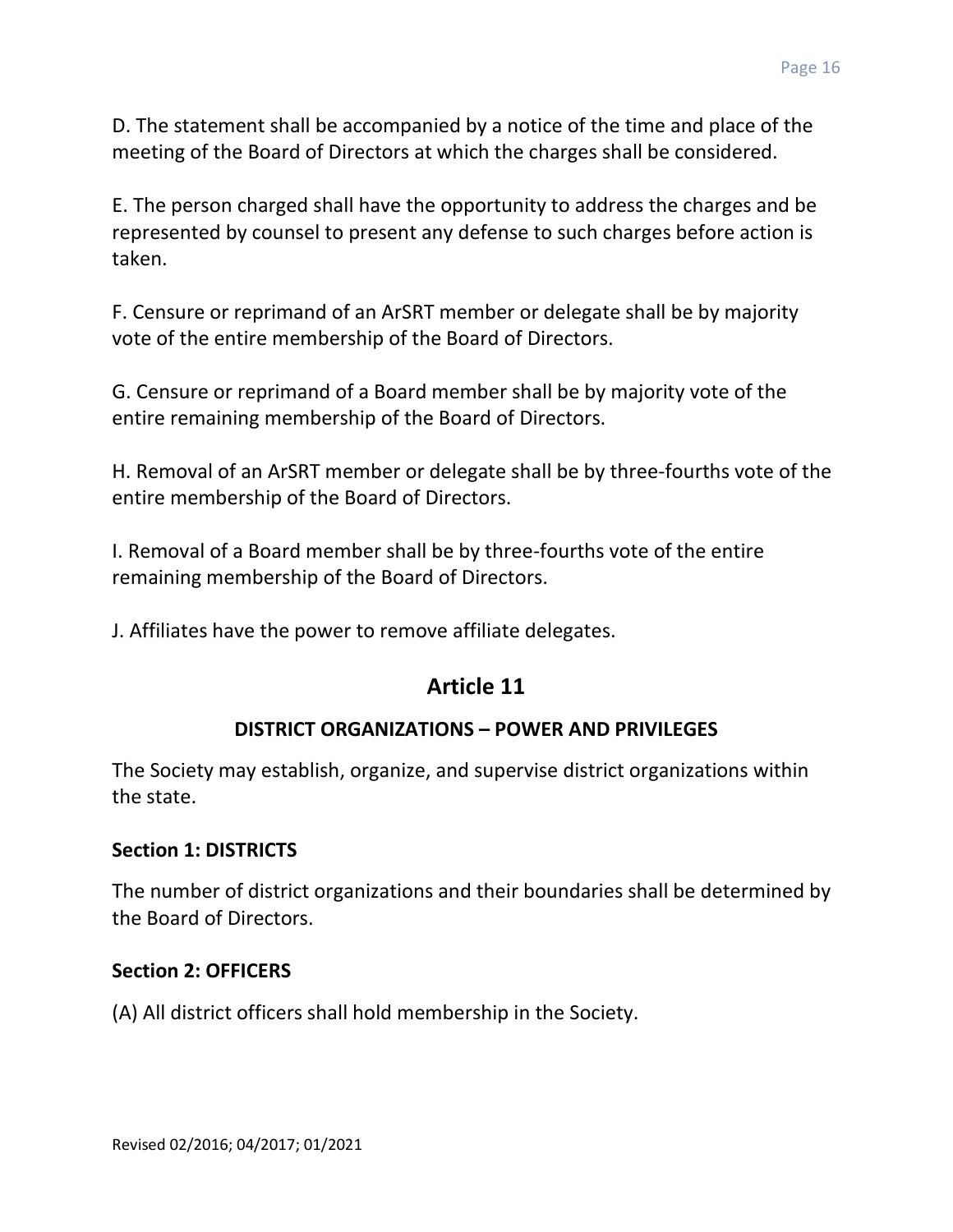D. The statement shall be accompanied by a notice of the time and place of the meeting of the Board of Directors at which the charges shall be considered.

E. The person charged shall have the opportunity to address the charges and be represented by counsel to present any defense to such charges before action is taken.

F. Censure or reprimand of an ArSRT member or delegate shall be by majority vote of the entire membership of the Board of Directors.

G. Censure or reprimand of a Board member shall be by majority vote of the entire remaining membership of the Board of Directors.

H. Removal of an ArSRT member or delegate shall be by three-fourths vote of the entire membership of the Board of Directors.

I. Removal of a Board member shall be by three-fourths vote of the entire remaining membership of the Board of Directors.

J. Affiliates have the power to remove affiliate delegates.

## Article 11

### DISTRICT ORGANIZATIONS – POWER AND PRIVILEGES

The Society may establish, organize, and supervise district organizations within the state.

**Section 1: DISTRICTS**

The number of district organizations and their boundaries shall be determined by the Board of Directors.

**Section 2: OFFICERS**

(A) All district officers shall hold membership in the Society.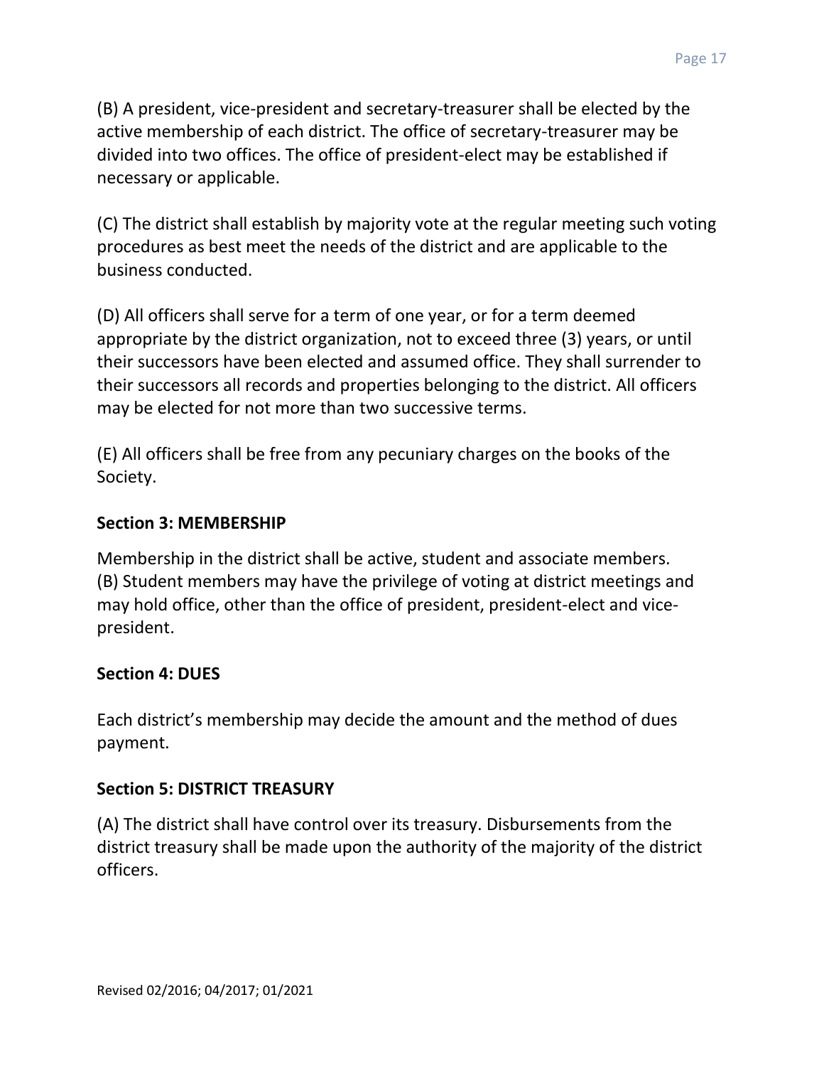(B) A president, vice-president and secretary-treasurer shall be elected by the active membership of each district. The office of secretary-treasurer may be divided into two offices. The office of president-elect may be established if necessary or applicable.

(C) The district shall establish by majority vote at the regular meeting such voting procedures as best meet the needs of the district and are applicable to the business conducted.

(D) All officers shall serve for a term of one year, or for a term deemed appropriate by the district organization, not to exceed three (3) years, or until their successors have been elected and assumed office. They shall surrender to their successors all records and properties belonging to the district. All officers may be elected for not more than two successive terms.

(E) All officers shall be free from any pecuniary charges on the books of the Society.

### Section 3: MEMBERSHIP

Membership in the district shall be active, student and associate members.
(B) Student members may have the privilege of voting at district meetings and may hold office, other than the office of president, president-elect and vice-president.

### Section 4: DUES

Each district's membership may decide the amount and the method of dues payment.

### Section 5: DISTRICT TREASURY

(A) The district shall have control over its treasury. Disbursements from the district treasury shall be made upon the authority of the majority of the district officers.

Revised 02/2016; 04/2017; 01/2021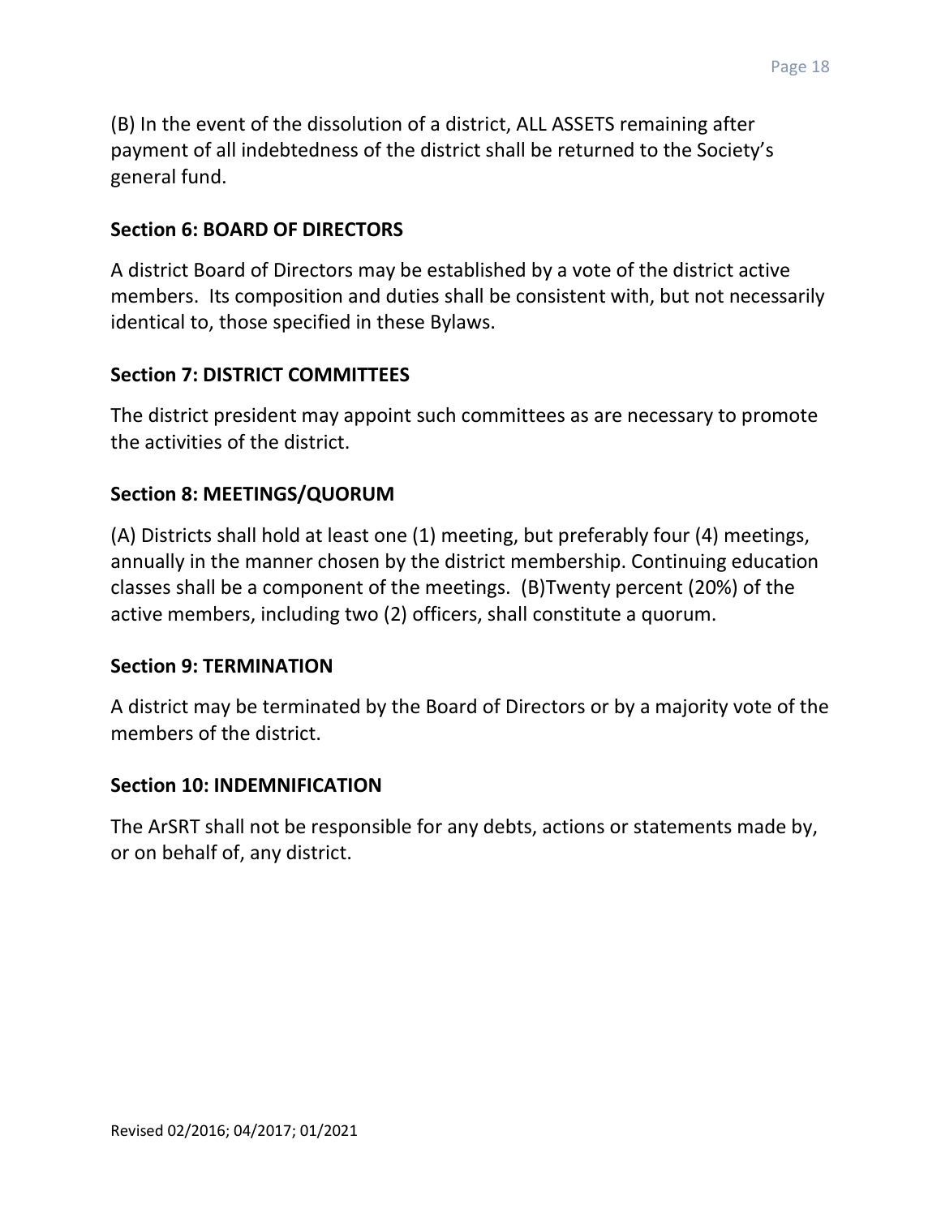(B) In the event of the dissolution of a district, ALL ASSETS remaining after payment of all indebtedness of the district shall be returned to the Society's general fund.

### Section 6: BOARD OF DIRECTORS

A district Board of Directors may be established by a vote of the district active members. Its composition and duties shall be consistent with, but not necessarily identical to, those specified in these Bylaws.

### Section 7: DISTRICT COMMITTEES

The district president may appoint such committees as are necessary to promote the activities of the district.

### Section 8: MEETINGS/QUORUM

(A) Districts shall hold at least one (1) meeting, but preferably four (4) meetings, annually in the manner chosen by the district membership. Continuing education classes shall be a component of the meetings. (B)Twenty percent (20%) of the active members, including two (2) officers, shall constitute a quorum.

### Section 9: TERMINATION

A district may be terminated by the Board of Directors or by a majority vote of the members of the district.

### Section 10: INDEMNIFICATION

The ArSRT shall not be responsible for any debts, actions or statements made by, or on behalf of, any district.

Revised 02/2016; 04/2017; 01/2021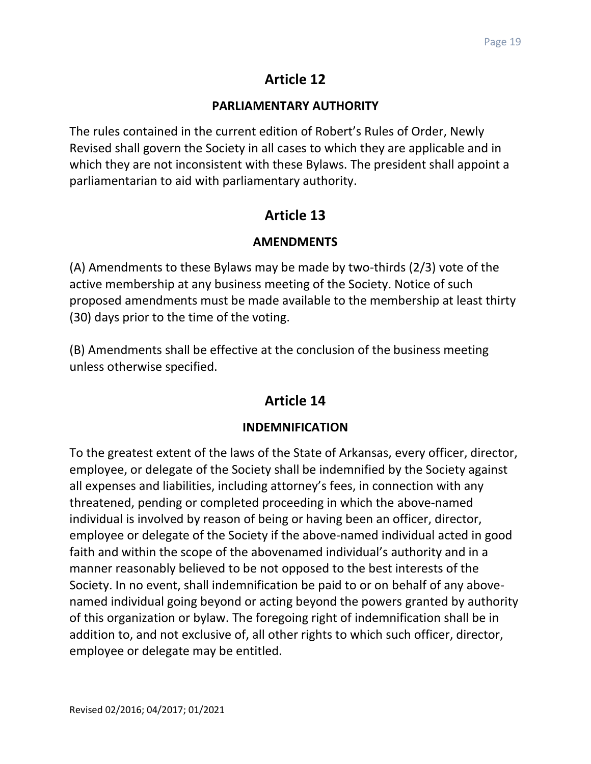## Article 12

### PARLIAMENTARY AUTHORITY

The rules contained in the current edition of Robert's Rules of Order, Newly Revised shall govern the Society in all cases to which they are applicable and in which they are not inconsistent with these Bylaws. The president shall appoint a parliamentarian to aid with parliamentary authority.

## Article 13

### AMENDMENTS

(A) Amendments to these Bylaws may be made by two-thirds (2/3) vote of the active membership at any business meeting of the Society. Notice of such proposed amendments must be made available to the membership at least thirty (30) days prior to the time of the voting.

(B) Amendments shall be effective at the conclusion of the business meeting unless otherwise specified.

## Article 14

### INDEMNIFICATION

To the greatest extent of the laws of the State of Arkansas, every officer, director, employee, or delegate of the Society shall be indemnified by the Society against all expenses and liabilities, including attorney's fees, in connection with any threatened, pending or completed proceeding in which the above-named individual is involved by reason of being or having been an officer, director, employee or delegate of the Society if the above-named individual acted in good faith and within the scope of the abovenamed individual's authority and in a manner reasonably believed to be not opposed to the best interests of the Society. In no event, shall indemnification be paid to or on behalf of any above-named individual going beyond or acting beyond the powers granted by authority of this organization or bylaw. The foregoing right of indemnification shall be in addition to, and not exclusive of, all other rights to which such officer, director, employee or delegate may be entitled.

Revised 02/2016; 04/2017; 01/2021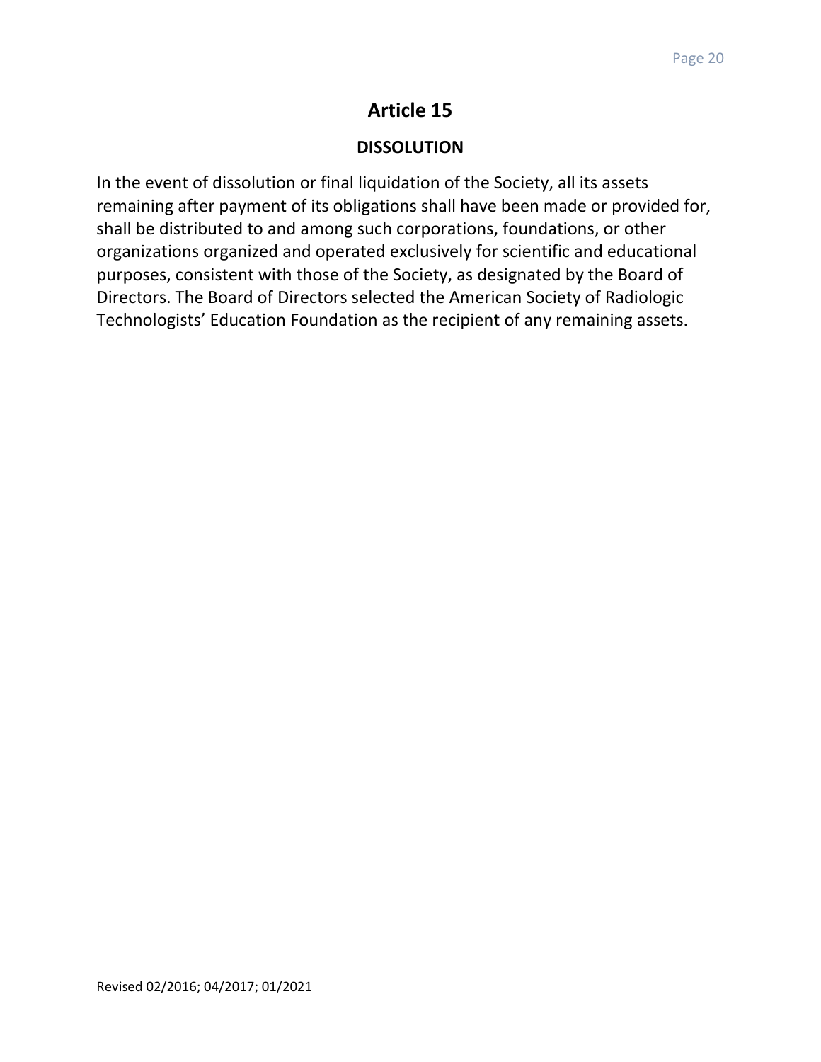# Article 15

## DISSOLUTION

In the event of dissolution or final liquidation of the Society, all its assets remaining after payment of its obligations shall have been made or provided for, shall be distributed to and among such corporations, foundations, or other organizations organized and operated exclusively for scientific and educational purposes, consistent with those of the Society, as designated by the Board of Directors. The Board of Directors selected the American Society of Radiologic Technologists' Education Foundation as the recipient of any remaining assets.

Revised 02/2016; 04/2017; 01/2021